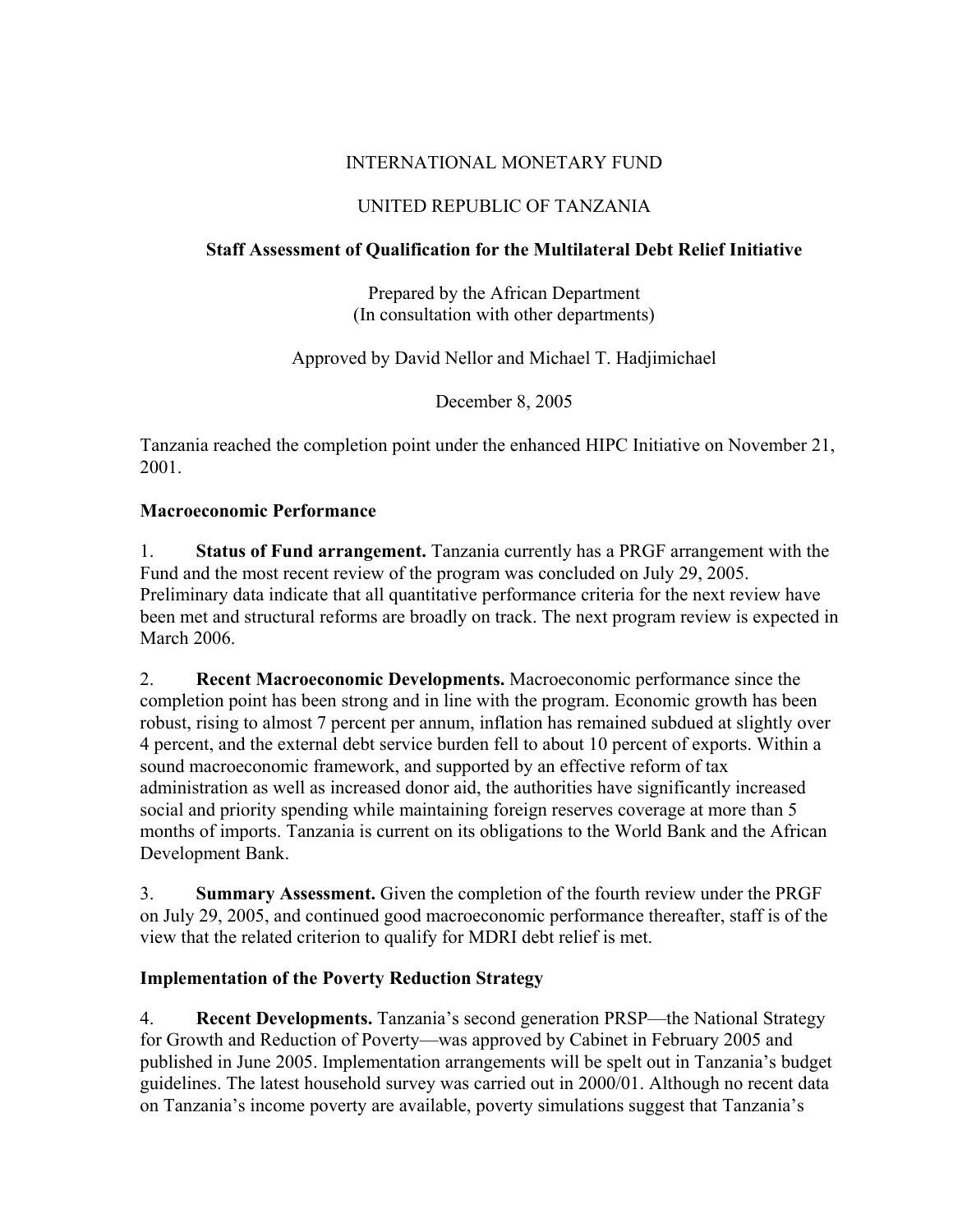INTERNATIONAL MONETARY FUND

UNITED REPUBLIC OF TANZANIA

**Staff Assessment of Qualification for the Multilateral Debt Relief Initiative**

Prepared by the African Department
(In consultation with other departments)

Approved by David Nellor and Michael T. Hadjimichael

December 8, 2005

Tanzania reached the completion point under the enhanced HIPC Initiative on November 21, 2001.

**Macroeconomic Performance**

1. **Status of Fund arrangement.** Tanzania currently has a PRGF arrangement with the Fund and the most recent review of the program was concluded on July 29, 2005. Preliminary data indicate that all quantitative performance criteria for the next review have been met and structural reforms are broadly on track. The next program review is expected in March 2006.

2. **Recent Macroeconomic Developments.** Macroeconomic performance since the completion point has been strong and in line with the program. Economic growth has been robust, rising to almost 7 percent per annum, inflation has remained subdued at slightly over 4 percent, and the external debt service burden fell to about 10 percent of exports. Within a sound macroeconomic framework, and supported by an effective reform of tax administration as well as increased donor aid, the authorities have significantly increased social and priority spending while maintaining foreign reserves coverage at more than 5 months of imports. Tanzania is current on its obligations to the World Bank and the African Development Bank.

3. **Summary Assessment.** Given the completion of the fourth review under the PRGF on July 29, 2005, and continued good macroeconomic performance thereafter, staff is of the view that the related criterion to qualify for MDRI debt relief is met.

**Implementation of the Poverty Reduction Strategy**

4. **Recent Developments.** Tanzania's second generation PRSP—the National Strategy for Growth and Reduction of Poverty—was approved by Cabinet in February 2005 and published in June 2005. Implementation arrangements will be spelt out in Tanzania's budget guidelines. The latest household survey was carried out in 2000/01. Although no recent data on Tanzania's income poverty are available, poverty simulations suggest that Tanzania's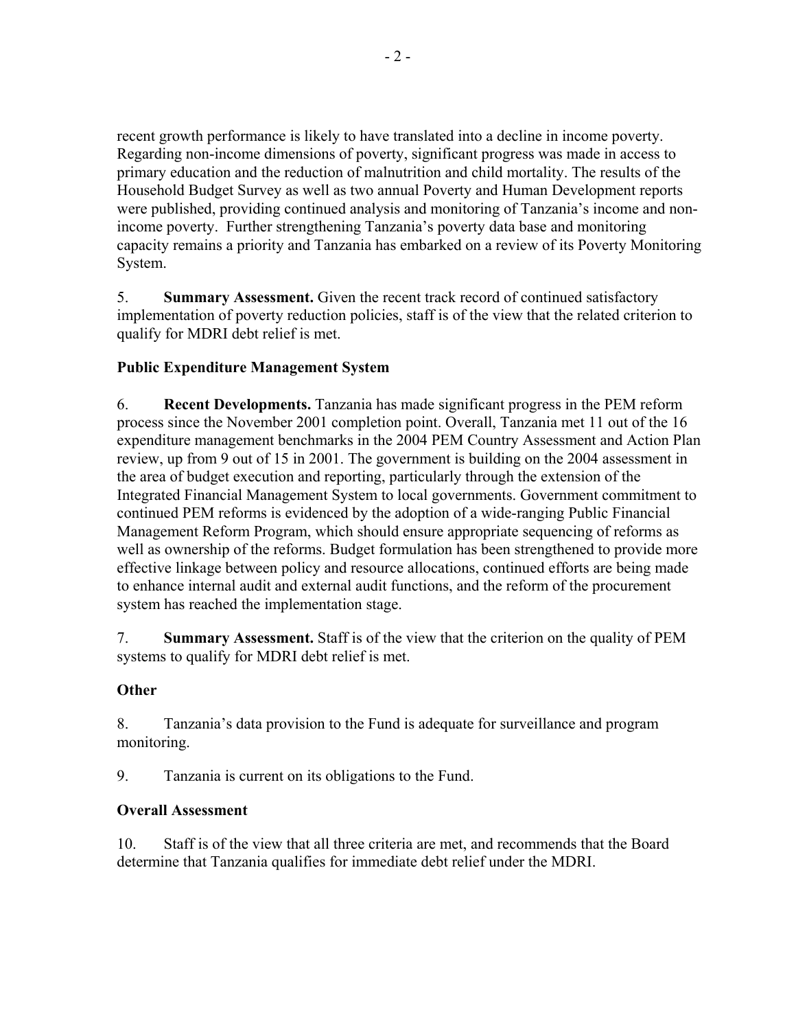recent growth performance is likely to have translated into a decline in income poverty. Regarding non-income dimensions of poverty, significant progress was made in access to primary education and the reduction of malnutrition and child mortality. The results of the Household Budget Survey as well as two annual Poverty and Human Development reports were published, providing continued analysis and monitoring of Tanzania's income and non-income poverty. Further strengthening Tanzania's poverty data base and monitoring capacity remains a priority and Tanzania has embarked on a review of its Poverty Monitoring System.

5. **Summary Assessment.** Given the recent track record of continued satisfactory implementation of poverty reduction policies, staff is of the view that the related criterion to qualify for MDRI debt relief is met.

### Public Expenditure Management System

6. **Recent Developments.** Tanzania has made significant progress in the PEM reform process since the November 2001 completion point. Overall, Tanzania met 11 out of the 16 expenditure management benchmarks in the 2004 PEM Country Assessment and Action Plan review, up from 9 out of 15 in 2001. The government is building on the 2004 assessment in the area of budget execution and reporting, particularly through the extension of the Integrated Financial Management System to local governments. Government commitment to continued PEM reforms is evidenced by the adoption of a wide-ranging Public Financial Management Reform Program, which should ensure appropriate sequencing of reforms as well as ownership of the reforms. Budget formulation has been strengthened to provide more effective linkage between policy and resource allocations, continued efforts are being made to enhance internal audit and external audit functions, and the reform of the procurement system has reached the implementation stage.

7. **Summary Assessment.** Staff is of the view that the criterion on the quality of PEM systems to qualify for MDRI debt relief is met.

### Other

8. Tanzania's data provision to the Fund is adequate for surveillance and program monitoring.

9. Tanzania is current on its obligations to the Fund.

### Overall Assessment

10. Staff is of the view that all three criteria are met, and recommends that the Board determine that Tanzania qualifies for immediate debt relief under the MDRI.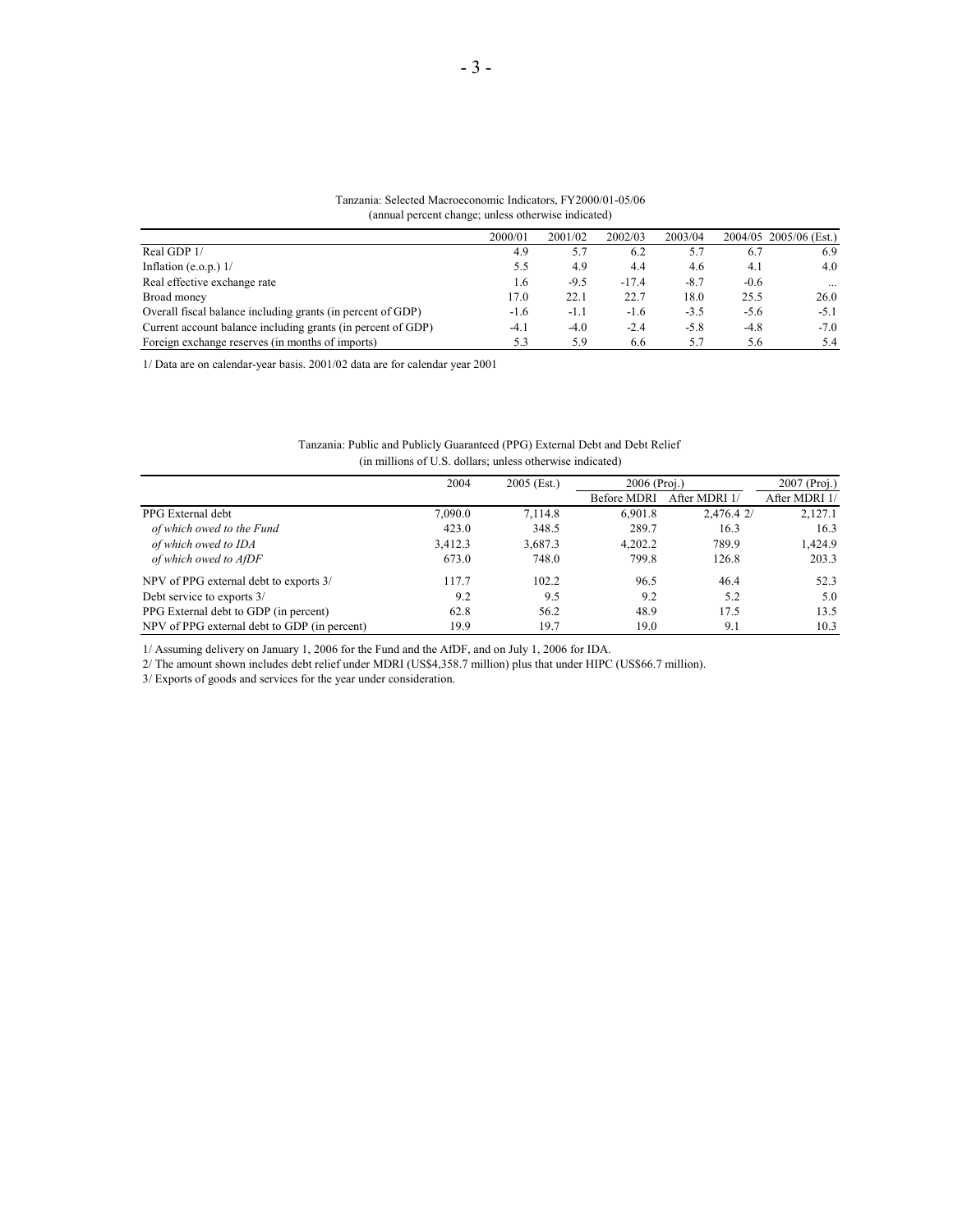Tanzania: Selected Macroeconomic Indicators, FY2000/01-05/06
(annual percent change; unless otherwise indicated)

| | 2000/01 | 2001/02 | 2002/03 | 2003/04 | 2004/05 | 2005/06 (Est.) |
|---|---|---|---|---|---|---|
| Real GDP 1/ | 4.9 | 5.7 | 6.2 | 5.7 | 6.7 | 6.9 |
| Inflation (e.o.p.) 1/ | 5.5 | 4.9 | 4.4 | 4.6 | 4.1 | 4.0 |
| Real effective exchange rate | 1.6 | -9.5 | -17.4 | -8.7 | -0.6 | ... |
| Broad money | 17.0 | 22.1 | 22.7 | 18.0 | 25.5 | 26.0 |
| Overall fiscal balance including grants (in percent of GDP) | -1.6 | -1.1 | -1.6 | -3.5 | -5.6 | -5.1 |
| Current account balance including grants (in percent of GDP) | -4.1 | -4.0 | -2.4 | -5.8 | -4.8 | -7.0 |
| Foreign exchange reserves (in months of imports) | 5.3 | 5.9 | 6.6 | 5.7 | 5.6 | 5.4 |

1/ Data are on calendar-year basis. 2001/02 data are for calendar year 2001

Tanzania: Public and Publicly Guaranteed (PPG) External Debt and Debt Relief
(in millions of U.S. dollars; unless otherwise indicated)

| | 2004 | 2005 (Est.) | 2006 (Proj.) | | 2007 (Proj.) |
|---|---|---|---|---|---|
| | | | Before MDRI | After MDRI 1/ | After MDRI 1/ |
| PPG External debt | 7,090.0 | 7,114.8 | 6,901.8 | 2,476.4 2/ | 2,127.1 |
| *of which owed to the Fund* | 423.0 | 348.5 | 289.7 | 16.3 | 16.3 |
| *of which owed to IDA* | 3,412.3 | 3,687.3 | 4,202.2 | 789.9 | 1,424.9 |
| *of which owed to AfDF* | 673.0 | 748.0 | 799.8 | 126.8 | 203.3 |
| NPV of PPG external debt to exports 3/ | 117.7 | 102.2 | 96.5 | 46.4 | 52.3 |
| Debt service to exports 3/ | 9.2 | 9.5 | 9.2 | 5.2 | 5.0 |
| PPG External debt to GDP (in percent) | 62.8 | 56.2 | 48.9 | 17.5 | 13.5 |
| NPV of PPG external debt to GDP (in percent) | 19.9 | 19.7 | 19.0 | 9.1 | 10.3 |

1/ Assuming delivery on January 1, 2006 for the Fund and the AfDF, and on July 1, 2006 for IDA.

2/ The amount shown includes debt relief under MDRI (US$4,358.7 million) plus that under HIPC (US$66.7 million).

3/ Exports of goods and services for the year under consideration.